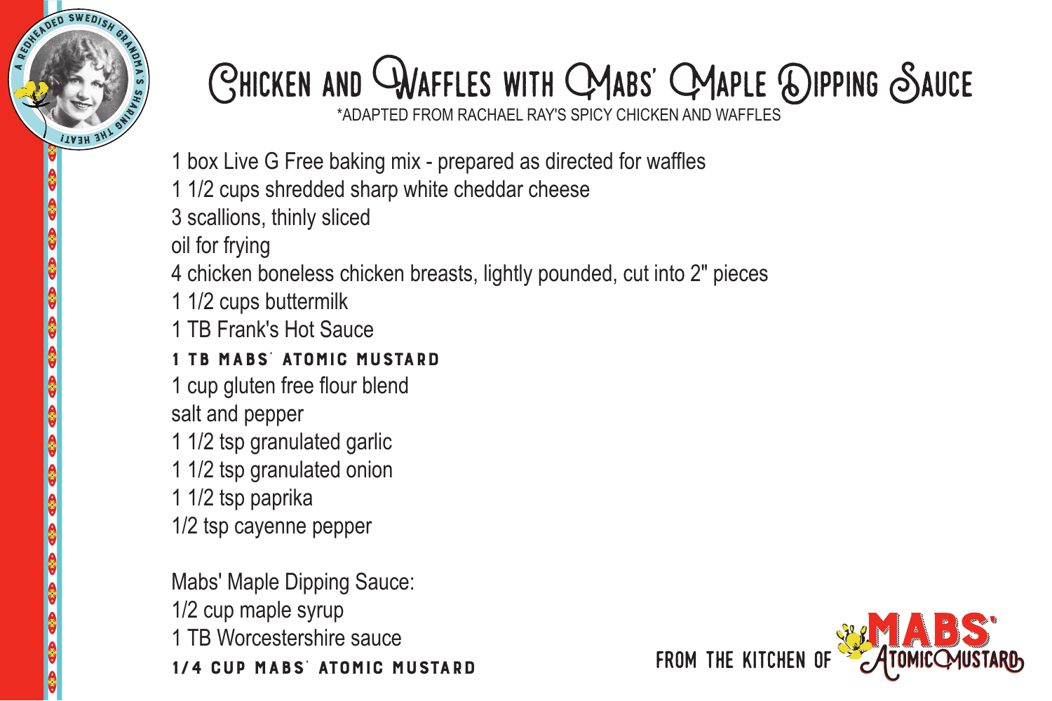# Chicken and Waffles with Mabs' Maple Dipping Sauce

*ADAPTED FROM RACHAEL RAY'S SPICY CHICKEN AND WAFFLES

1 box Live G Free baking mix - prepared as directed for waffles
1 1/2 cups shredded sharp white cheddar cheese
3 scallions, thinly sliced
oil for frying
4 chicken boneless chicken breasts, lightly pounded, cut into 2" pieces
1 1/2 cups buttermilk
1 TB Frank's Hot Sauce
**1 TB MABS' ATOMIC MUSTARD**
1 cup gluten free flour blend
salt and pepper
1 1/2 tsp granulated garlic
1 1/2 tsp granulated onion
1 1/2 tsp paprika
1/2 tsp cayenne pepper

Mabs' Maple Dipping Sauce:
1/2 cup maple syrup
1 TB Worcestershire sauce
**1/4 CUP MABS' ATOMIC MUSTARD**

FROM THE KITCHEN OF MABS' ATOMIC MUSTARD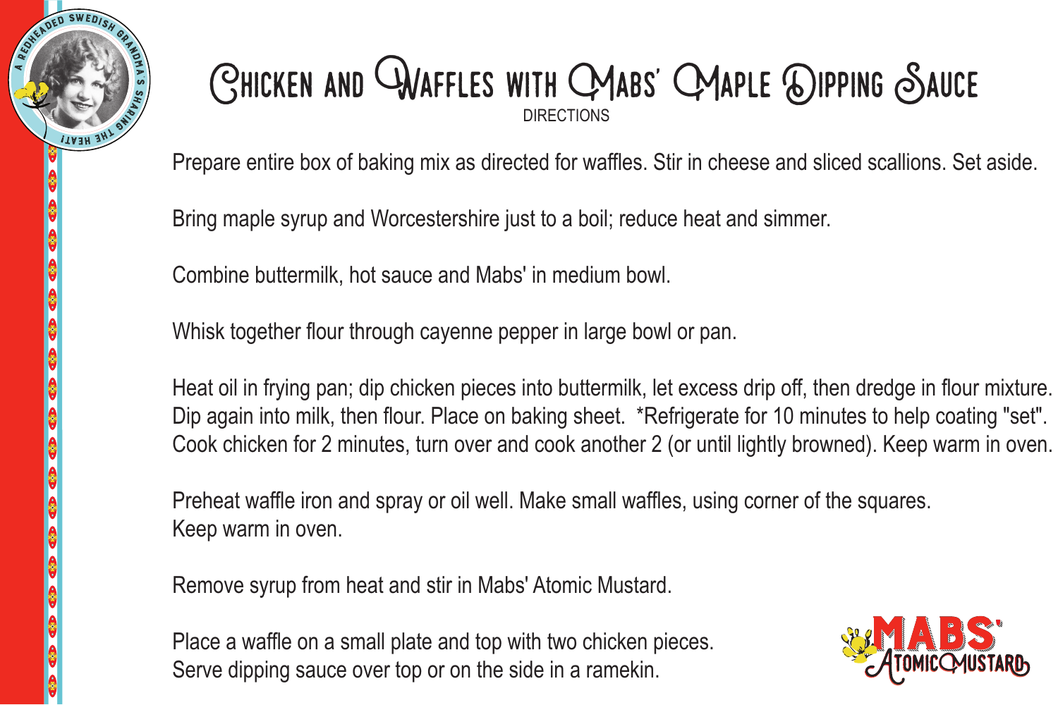# Chicken and Waffles with Mabs' Maple Dipping Sauce

DIRECTIONS

Prepare entire box of baking mix as directed for waffles. Stir in cheese and sliced scallions. Set aside.

Bring maple syrup and Worcestershire just to a boil; reduce heat and simmer.

Combine buttermilk, hot sauce and Mabs' in medium bowl.

Whisk together flour through cayenne pepper in large bowl or pan.

Heat oil in frying pan; dip chicken pieces into buttermilk, let excess drip off, then dredge in flour mixture. Dip again into milk, then flour. Place on baking sheet. *Refrigerate for 10 minutes to help coating "set". Cook chicken for 2 minutes, turn over and cook another 2 (or until lightly browned). Keep warm in oven.

Preheat waffle iron and spray or oil well. Make small waffles, using corner of the squares. Keep warm in oven.

Remove syrup from heat and stir in Mabs' Atomic Mustard.

Place a waffle on a small plate and top with two chicken pieces. Serve dipping sauce over top or on the side in a ramekin.